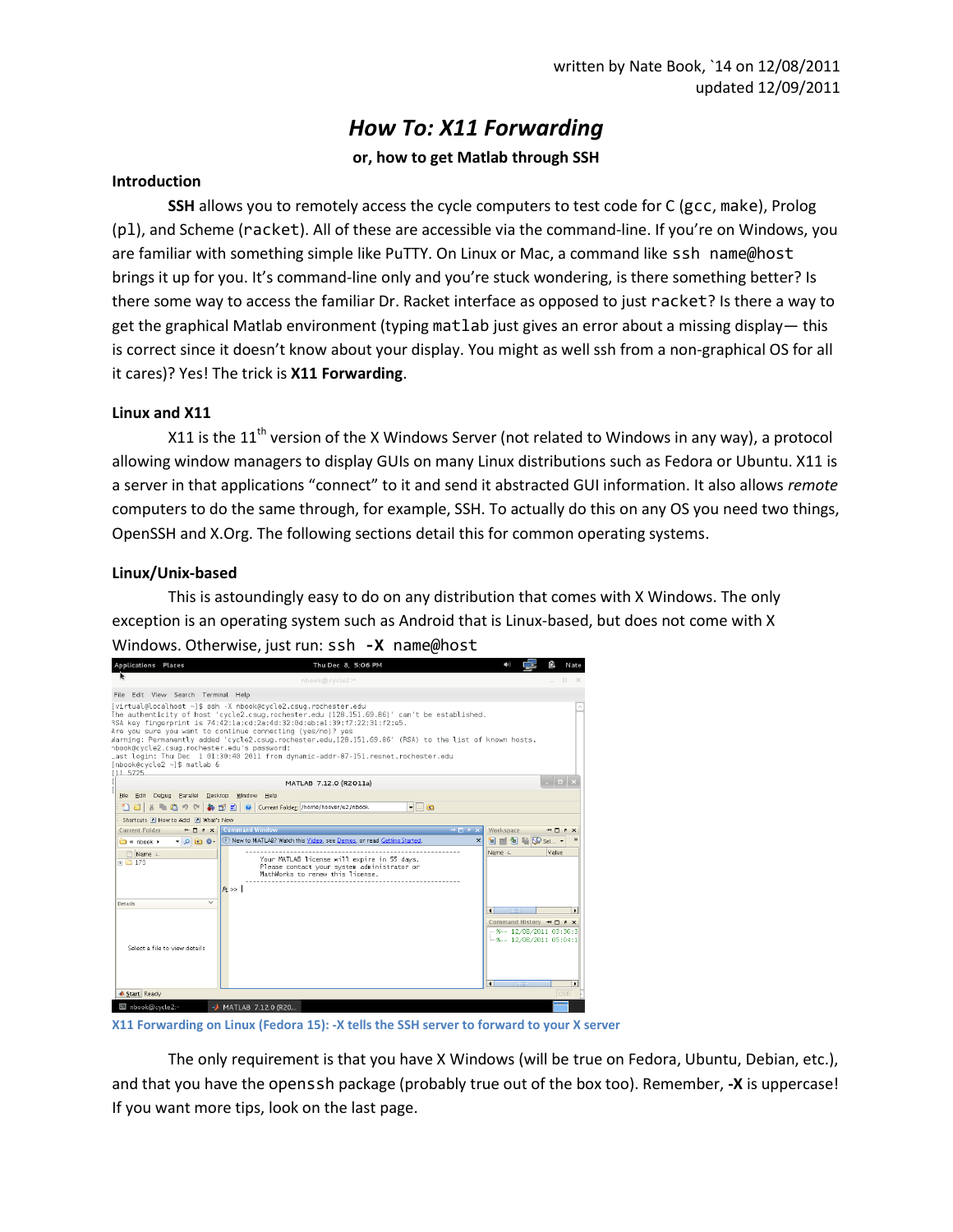written by Nate Book, `14 on 12/08/2011
updated 12/09/2011

# *How To: X11 Forwarding*

**or, how to get Matlab through SSH**

## Introduction

**SSH** allows you to remotely access the cycle computers to test code for C (`gcc`, `make`), Prolog (`pl`), and Scheme (`racket`). All of these are accessible via the command-line. If you're on Windows, you are familiar with something simple like PuTTY. On Linux or Mac, a command like `ssh name@host` brings it up for you. It's command-line only and you're stuck wondering, is there something better? Is there some way to access the familiar Dr. Racket interface as opposed to just `racket`? Is there a way to get the graphical Matlab environment (typing `matlab` just gives an error about a missing display— this is correct since it doesn't know about your display. You might as well ssh from a non-graphical OS for all it cares)? Yes! The trick is **X11 Forwarding**.

## Linux and X11

X11 is the 11th version of the X Windows Server (not related to Windows in any way), a protocol allowing window managers to display GUIs on many Linux distributions such as Fedora or Ubuntu. X11 is a server in that applications "connect" to it and send it abstracted GUI information. It also allows *remote* computers to do the same through, for example, SSH. To actually do this on any OS you need two things, OpenSSH and X.Org. The following sections detail this for common operating systems.

## Linux/Unix-based

This is astoundingly easy to do on any distribution that comes with X Windows. The only exception is an operating system such as Android that is Linux-based, but does not come with X Windows. Otherwise, just run: `ssh -X name@host`

X11 Forwarding on Linux (Fedora 15): -X tells the SSH server to forward to your X server

The only requirement is that you have X Windows (will be true on Fedora, Ubuntu, Debian, etc.), and that you have the `openssh` package (probably true out of the box too). Remember, **-X** is uppercase! If you want more tips, look on the last page.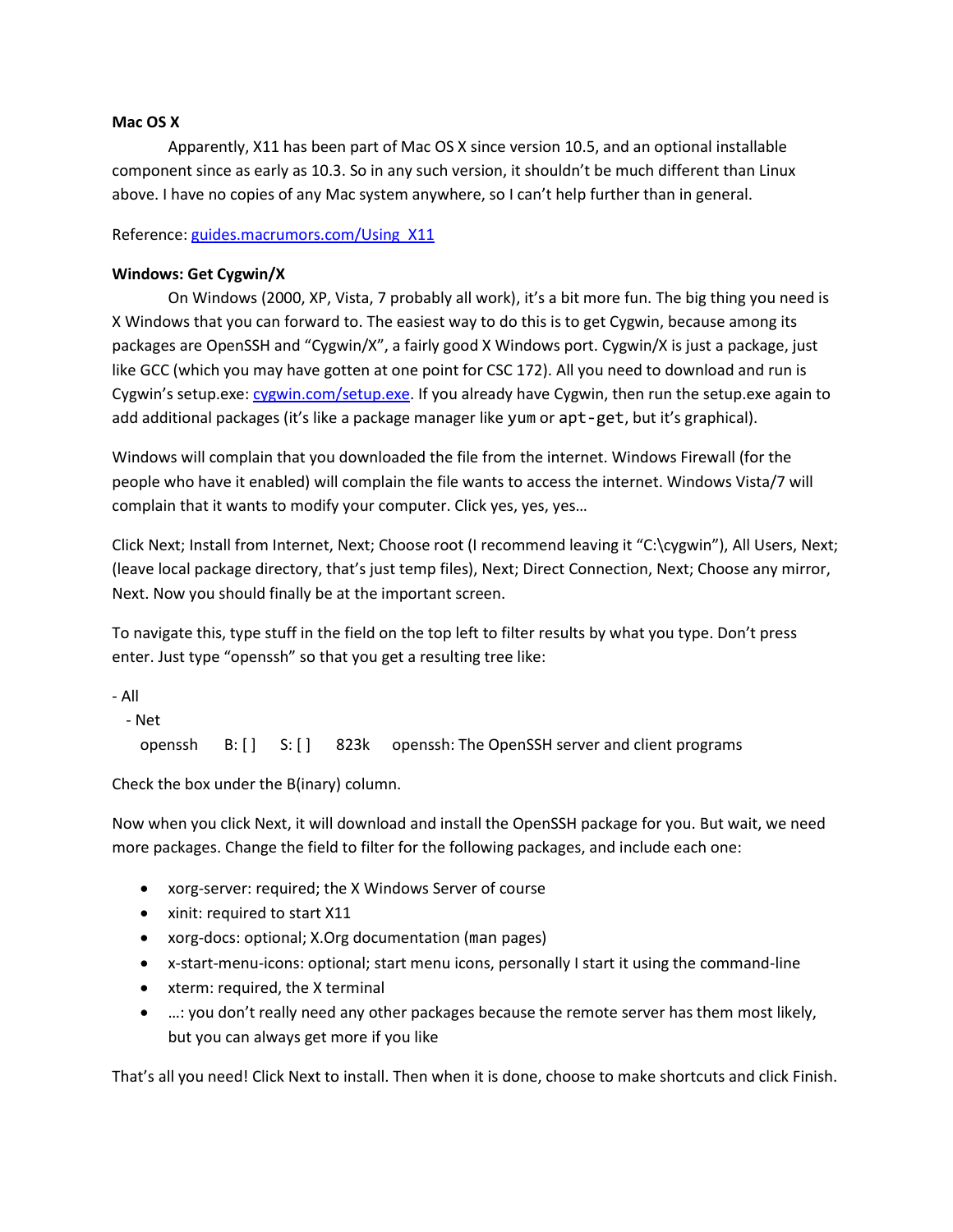**Mac OS X**

Apparently, X11 has been part of Mac OS X since version 10.5, and an optional installable component since as early as 10.3. So in any such version, it shouldn't be much different than Linux above. I have no copies of any Mac system anywhere, so I can't help further than in general.

Reference: [guides.macrumors.com/Using_X11](guides.macrumors.com/Using_X11)

**Windows: Get Cygwin/X**

On Windows (2000, XP, Vista, 7 probably all work), it's a bit more fun. The big thing you need is X Windows that you can forward to. The easiest way to do this is to get Cygwin, because among its packages are OpenSSH and "Cygwin/X", a fairly good X Windows port. Cygwin/X is just a package, just like GCC (which you may have gotten at one point for CSC 172). All you need to download and run is Cygwin's setup.exe: [cygwin.com/setup.exe](cygwin.com/setup.exe). If you already have Cygwin, then run the setup.exe again to add additional packages (it's like a package manager like `yum` or `apt-get`, but it's graphical).

Windows will complain that you downloaded the file from the internet. Windows Firewall (for the people who have it enabled) will complain the file wants to access the internet. Windows Vista/7 will complain that it wants to modify your computer. Click yes, yes, yes…

Click Next; Install from Internet, Next; Choose root (I recommend leaving it "C:\cygwin"), All Users, Next; (leave local package directory, that's just temp files), Next; Direct Connection, Next; Choose any mirror, Next. Now you should finally be at the important screen.

To navigate this, type stuff in the field on the top left to filter results by what you type. Don't press enter. Just type "openssh" so that you get a resulting tree like:

```
- All
  - Net
    openssh    B: [ ]    S: [ ]    823k    openssh: The OpenSSH server and client programs
```

Check the box under the B(inary) column.

Now when you click Next, it will download and install the OpenSSH package for you. But wait, we need more packages. Change the field to filter for the following packages, and include each one:

- xorg-server: required; the X Windows Server of course
- xinit: required to start X11
- xorg-docs: optional; X.Org documentation (`man` pages)
- x-start-menu-icons: optional; start menu icons, personally I start it using the command-line
- xterm: required, the X terminal
- …: you don't really need any other packages because the remote server has them most likely, but you can always get more if you like

That's all you need! Click Next to install. Then when it is done, choose to make shortcuts and click Finish.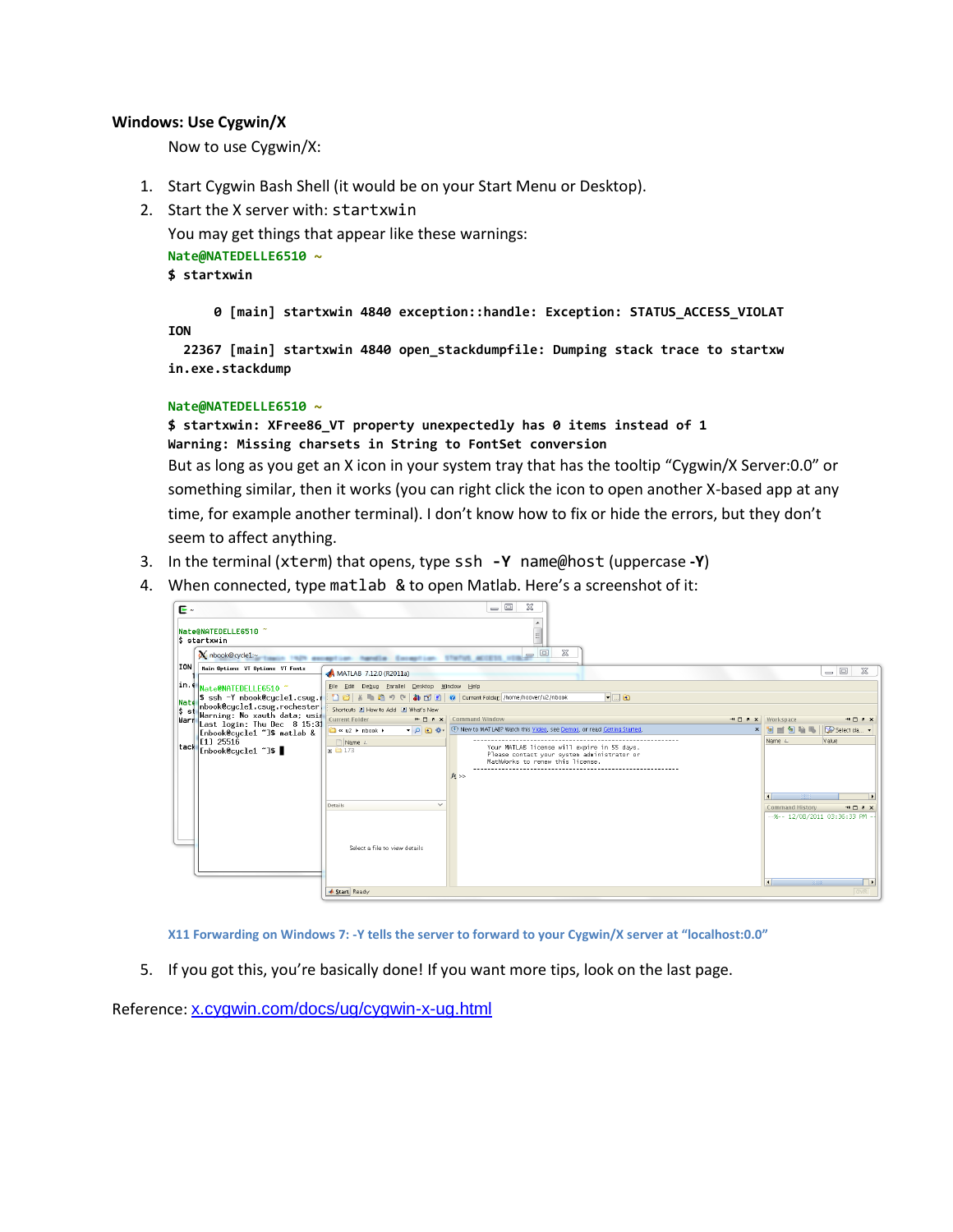**Windows: Use Cygwin/X**

Now to use Cygwin/X:

1. Start Cygwin Bash Shell (it would be on your Start Menu or Desktop).
2. Start the X server with: `startxwin`

   You may get things that appear like these warnings:

   ```
   Nate@NATEDELLE6510 ~
   $ startxwin

         0 [main] startxwin 4840 exception::handle: Exception: STATUS_ACCESS_VIOLAT
   ION
     22367 [main] startxwin 4840 open_stackdumpfile: Dumping stack trace to startxw
   in.exe.stackdump

   Nate@NATEDELLE6510 ~
   $ startxwin: XFree86_VT property unexpectedly has 0 items instead of 1
   Warning: Missing charsets in String to FontSet conversion
   ```

   But as long as you get an X icon in your system tray that has the tooltip "Cygwin/X Server:0.0" or something similar, then it works (you can right click the icon to open another X-based app at any time, for example another terminal). I don't know how to fix or hide the errors, but they don't seem to affect anything.
3. In the terminal (`xterm`) that opens, type `ssh -Y name@host` (uppercase **-Y**)
4. When connected, type `matlab &` to open Matlab. Here's a screenshot of it:

X11 Forwarding on Windows 7: -Y tells the server to forward to your Cygwin/X server at "localhost:0.0"

5. If you got this, you're basically done! If you want more tips, look on the last page.

Reference: [x.cygwin.com/docs/ug/cygwin-x-ug.html](x.cygwin.com/docs/ug/cygwin-x-ug.html)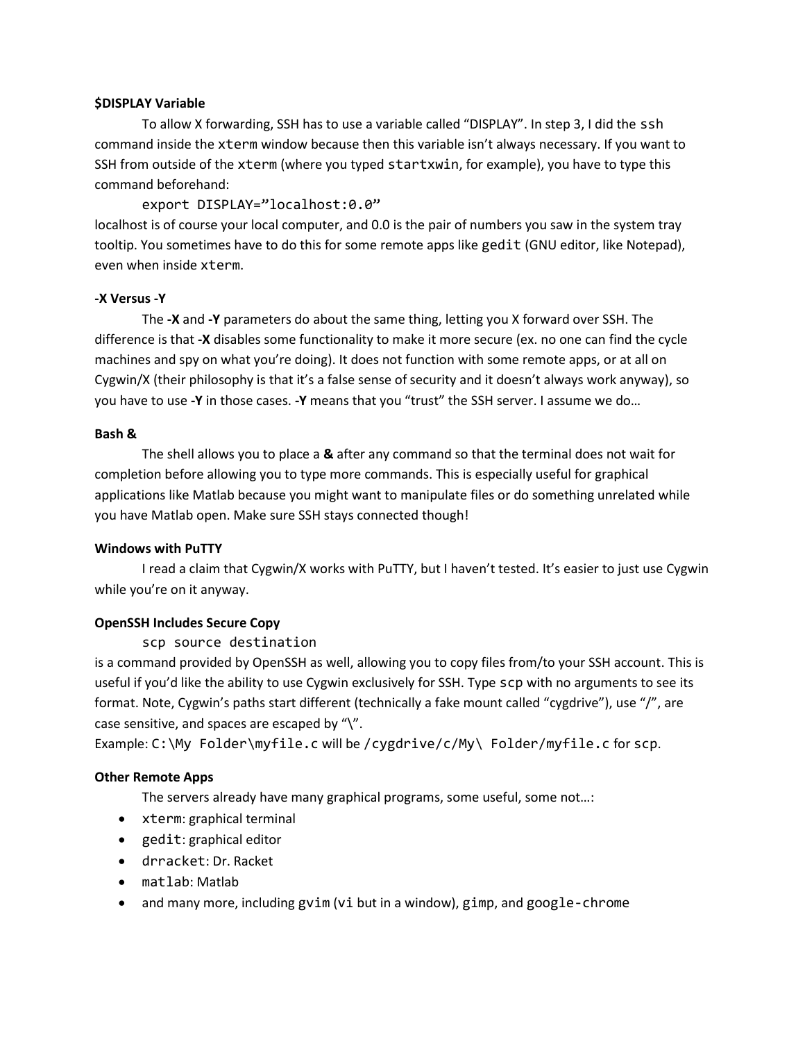**$DISPLAY Variable**

To allow X forwarding, SSH has to use a variable called "DISPLAY". In step 3, I did the `ssh` command inside the `xterm` window because then this variable isn't always necessary. If you want to SSH from outside of the `xterm` (where you typed `startxwin`, for example), you have to type this command beforehand:

```
export DISPLAY="localhost:0.0"
```

localhost is of course your local computer, and 0.0 is the pair of numbers you saw in the system tray tooltip. You sometimes have to do this for some remote apps like `gedit` (GNU editor, like Notepad), even when inside `xterm`.

**-X Versus -Y**

The **-X** and **-Y** parameters do about the same thing, letting you X forward over SSH. The difference is that **-X** disables some functionality to make it more secure (ex. no one can find the cycle machines and spy on what you're doing). It does not function with some remote apps, or at all on Cygwin/X (their philosophy is that it's a false sense of security and it doesn't always work anyway), so you have to use **-Y** in those cases. **-Y** means that you "trust" the SSH server. I assume we do…

**Bash &**

The shell allows you to place a **&** after any command so that the terminal does not wait for completion before allowing you to type more commands. This is especially useful for graphical applications like Matlab because you might want to manipulate files or do something unrelated while you have Matlab open. Make sure SSH stays connected though!

**Windows with PuTTY**

I read a claim that Cygwin/X works with PuTTY, but I haven't tested. It's easier to just use Cygwin while you're on it anyway.

**OpenSSH Includes Secure Copy**

```
scp source destination
```

is a command provided by OpenSSH as well, allowing you to copy files from/to your SSH account. This is useful if you'd like the ability to use Cygwin exclusively for SSH. Type `scp` with no arguments to see its format. Note, Cygwin's paths start different (technically a fake mount called "cygdrive"), use "/", are case sensitive, and spaces are escaped by "\".

Example: `C:\My Folder\myfile.c` will be `/cygdrive/c/My\ Folder/myfile.c` for `scp`.

**Other Remote Apps**

The servers already have many graphical programs, some useful, some not…:

- `xterm`: graphical terminal
- `gedit`: graphical editor
- `drracket`: Dr. Racket
- `matlab`: Matlab
- and many more, including `gvim` (`vi` but in a window), `gimp`, and `google-chrome`